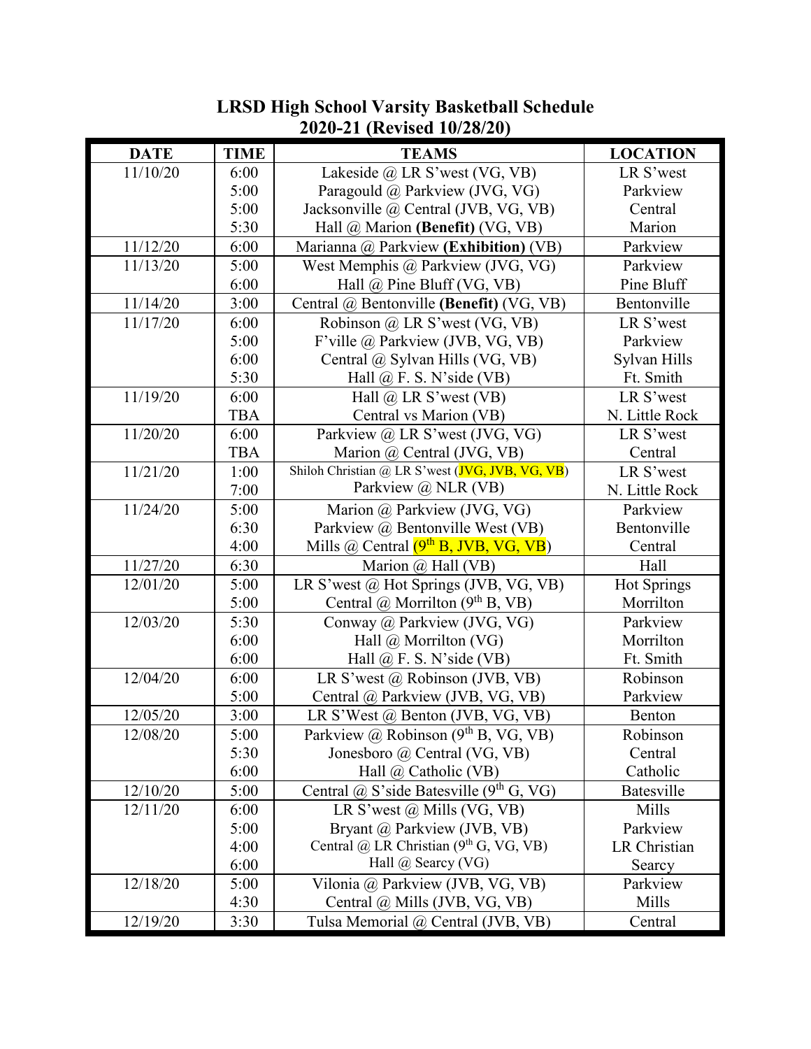# LRSD High School Varsity Basketball Schedule
## 2020-21 (Revised 10/28/20)

| DATE | TIME | TEAMS | LOCATION |
|---|---|---|---|
| 11/10/20 | 6:00 | Lakeside @ LR S'west (VG, VB) | LR S'west |
| | 5:00 | Paragould @ Parkview (JVG, VG) | Parkview |
| | 5:00 | Jacksonville @ Central (JVB, VG, VB) | Central |
| | 5:30 | Hall @ Marion **(Benefit)** (VG, VB) | Marion |
| 11/12/20 | 6:00 | Marianna @ Parkview **(Exhibition)** (VB) | Parkview |
| 11/13/20 | 5:00 | West Memphis @ Parkview (JVG, VG) | Parkview |
| | 6:00 | Hall @ Pine Bluff (VG, VB) | Pine Bluff |
| 11/14/20 | 3:00 | Central @ Bentonville **(Benefit)** (VG, VB) | Bentonville |
| 11/17/20 | 6:00 | Robinson @ LR S'west (VG, VB) | LR S'west |
| | 5:00 | F'ville @ Parkview (JVB, VG, VB) | Parkview |
| | 6:00 | Central @ Sylvan Hills (VG, VB) | Sylvan Hills |
| | 5:30 | Hall @ F. S. N'side (VB) | Ft. Smith |
| 11/19/20 | 6:00 | Hall @ LR S'west (VB) | LR S'west |
| | TBA | Central vs Marion (VB) | N. Little Rock |
| 11/20/20 | 6:00 | Parkview @ LR S'west (JVG, VG) | LR S'west |
| | TBA | Marion @ Central (JVG, VB) | Central |
| 11/21/20 | 1:00 | Shiloh Christian @ LR S'west (JVG, JVB, VG, VB) | LR S'west |
| | 7:00 | Parkview @ NLR (VB) | N. Little Rock |
| 11/24/20 | 5:00 | Marion @ Parkview (JVG, VG) | Parkview |
| | 6:30 | Parkview @ Bentonville West (VB) | Bentonville |
| | 4:00 | Mills @ Central (9th B, JVB, VG, VB) | Central |
| 11/27/20 | 6:30 | Marion @ Hall (VB) | Hall |
| 12/01/20 | 5:00 | LR S'west @ Hot Springs (JVB, VG, VB) | Hot Springs |
| | 5:00 | Central @ Morrilton (9th B, VB) | Morrilton |
| 12/03/20 | 5:30 | Conway @ Parkview (JVG, VG) | Parkview |
| | 6:00 | Hall @ Morrilton (VG) | Morrilton |
| | 6:00 | Hall @ F. S. N'side (VB) | Ft. Smith |
| 12/04/20 | 6:00 | LR S'west @ Robinson (JVB, VB) | Robinson |
| | 5:00 | Central @ Parkview (JVB, VG, VB) | Parkview |
| 12/05/20 | 3:00 | LR S'West @ Benton (JVB, VG, VB) | Benton |
| 12/08/20 | 5:00 | Parkview @ Robinson (9th B, VG, VB) | Robinson |
| | 5:30 | Jonesboro @ Central (VG, VB) | Central |
| | 6:00 | Hall @ Catholic (VB) | Catholic |
| 12/10/20 | 5:00 | Central @ S'side Batesville (9th G, VG) | Batesville |
| 12/11/20 | 6:00 | LR S'west @ Mills (VG, VB) | Mills |
| | 5:00 | Bryant @ Parkview (JVB, VB) | Parkview |
| | 4:00 | Central @ LR Christian (9th G, VG, VB) | LR Christian |
| | 6:00 | Hall @ Searcy (VG) | Searcy |
| 12/18/20 | 5:00 | Vilonia @ Parkview (JVB, VG, VB) | Parkview |
| | 4:30 | Central @ Mills (JVB, VG, VB) | Mills |
| 12/19/20 | 3:30 | Tulsa Memorial @ Central (JVB, VB) | Central |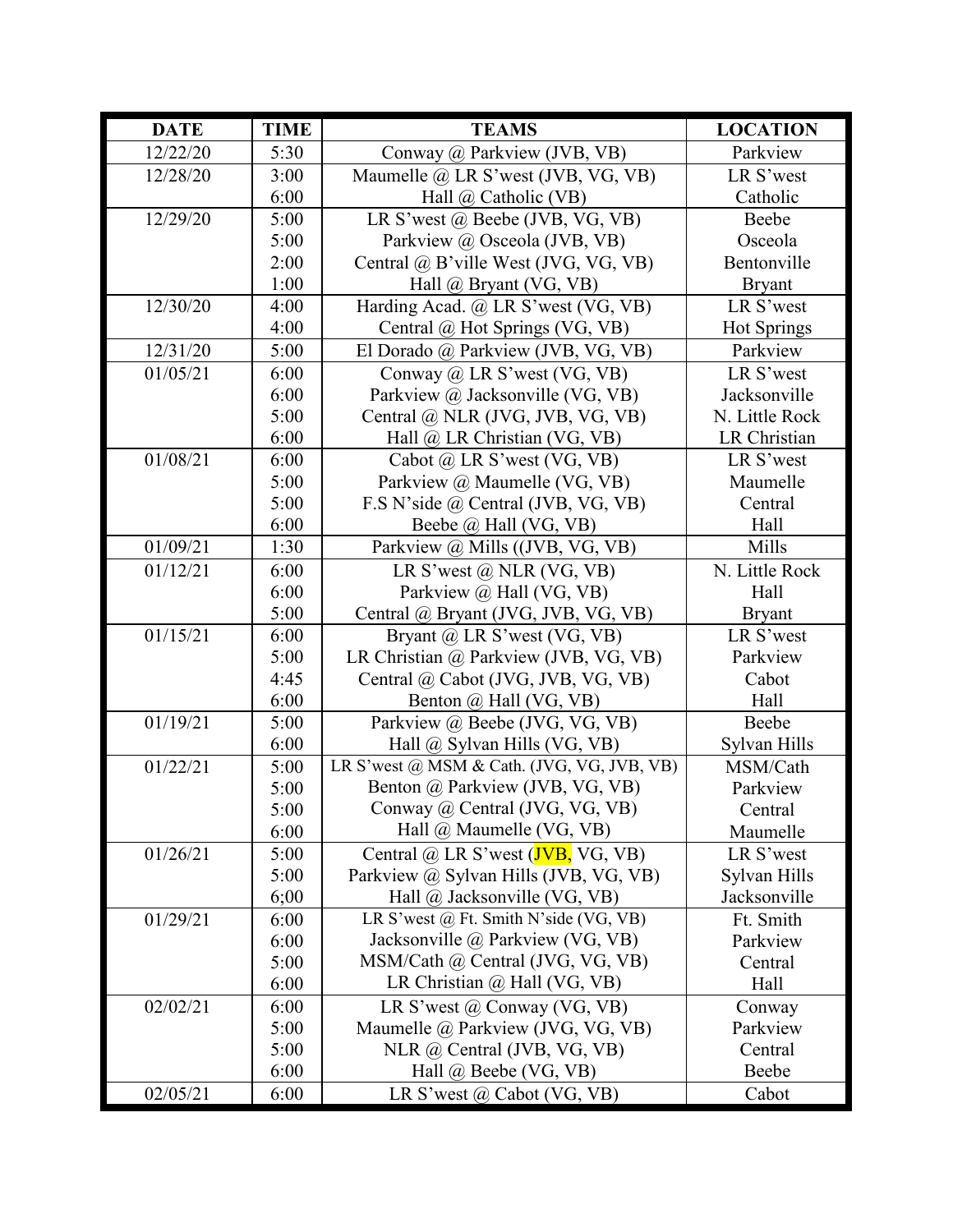| DATE | TIME | TEAMS | LOCATION |
|---|---|---|---|
| 12/22/20 | 5:30 | Conway @ Parkview (JVB, VB) | Parkview |
| 12/28/20 | 3:00 | Maumelle @ LR S'west (JVB, VG, VB) | LR S'west |
| | 6:00 | Hall @ Catholic (VB) | Catholic |
| 12/29/20 | 5:00 | LR S'west @ Beebe (JVB, VG, VB) | Beebe |
| | 5:00 | Parkview @ Osceola (JVB, VB) | Osceola |
| | 2:00 | Central @ B'ville West (JVG, VG, VB) | Bentonville |
| | 1:00 | Hall @ Bryant (VG, VB) | Bryant |
| 12/30/20 | 4:00 | Harding Acad. @ LR S'west (VG, VB) | LR S'west |
| | 4:00 | Central @ Hot Springs (VG, VB) | Hot Springs |
| 12/31/20 | 5:00 | El Dorado @ Parkview (JVB, VG, VB) | Parkview |
| 01/05/21 | 6:00 | Conway @ LR S'west (VG, VB) | LR S'west |
| | 6:00 | Parkview @ Jacksonville (VG, VB) | Jacksonville |
| | 5:00 | Central @ NLR (JVG, JVB, VG, VB) | N. Little Rock |
| | 6:00 | Hall @ LR Christian (VG, VB) | LR Christian |
| 01/08/21 | 6:00 | Cabot @ LR S'west (VG, VB) | LR S'west |
| | 5:00 | Parkview @ Maumelle (VG, VB) | Maumelle |
| | 5:00 | F.S N'side @ Central (JVB, VG, VB) | Central |
| | 6:00 | Beebe @ Hall (VG, VB) | Hall |
| 01/09/21 | 1:30 | Parkview @ Mills ((JVB, VG, VB) | Mills |
| 01/12/21 | 6:00 | LR S'west @ NLR (VG, VB) | N. Little Rock |
| | 6:00 | Parkview @ Hall (VG, VB) | Hall |
| | 5:00 | Central @ Bryant (JVG, JVB, VG, VB) | Bryant |
| 01/15/21 | 6:00 | Bryant @ LR S'west (VG, VB) | LR S'west |
| | 5:00 | LR Christian @ Parkview (JVB, VG, VB) | Parkview |
| | 4:45 | Central @ Cabot (JVG, JVB, VG, VB) | Cabot |
| | 6:00 | Benton @ Hall (VG, VB) | Hall |
| 01/19/21 | 5:00 | Parkview @ Beebe (JVG, VG, VB) | Beebe |
| | 6:00 | Hall @ Sylvan Hills (VG, VB) | Sylvan Hills |
| 01/22/21 | 5:00 | LR S'west @ MSM & Cath. (JVG, VG, JVB, VB) | MSM/Cath |
| | 5:00 | Benton @ Parkview (JVB, VG, VB) | Parkview |
| | 5:00 | Conway @ Central (JVG, VG, VB) | Central |
| | 6:00 | Hall @ Maumelle (VG, VB) | Maumelle |
| 01/26/21 | 5:00 | Central @ LR S'west (JVB, VG, VB) | LR S'west |
| | 5:00 | Parkview @ Sylvan Hills (JVB, VG, VB) | Sylvan Hills |
| | 6;00 | Hall @ Jacksonville (VG, VB) | Jacksonville |
| 01/29/21 | 6:00 | LR S'west @ Ft. Smith N'side (VG, VB) | Ft. Smith |
| | 6:00 | Jacksonville @ Parkview (VG, VB) | Parkview |
| | 5:00 | MSM/Cath @ Central (JVG, VG, VB) | Central |
| | 6:00 | LR Christian @ Hall (VG, VB) | Hall |
| 02/02/21 | 6:00 | LR S'west @ Conway (VG, VB) | Conway |
| | 5:00 | Maumelle @ Parkview (JVG, VG, VB) | Parkview |
| | 5:00 | NLR @ Central (JVB, VG, VB) | Central |
| | 6:00 | Hall @ Beebe (VG, VB) | Beebe |
| 02/05/21 | 6:00 | LR S'west @ Cabot (VG, VB) | Cabot |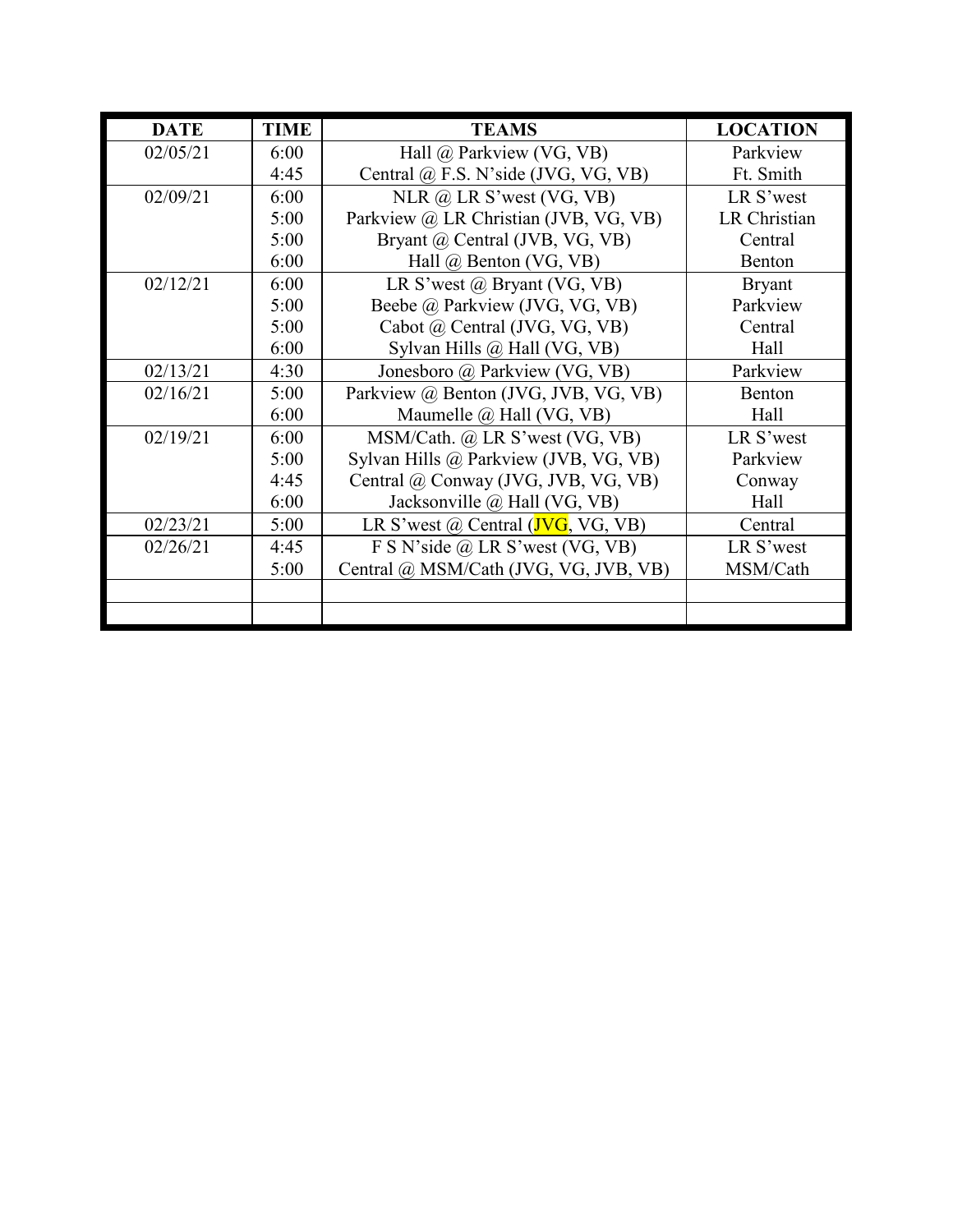| DATE | TIME | TEAMS | LOCATION |
|---|---|---|---|
| 02/05/21 | 6:00 | Hall @ Parkview (VG, VB) | Parkview |
| | 4:45 | Central @ F.S. N'side (JVG, VG, VB) | Ft. Smith |
| 02/09/21 | 6:00 | NLR @ LR S'west (VG, VB) | LR S'west |
| | 5:00 | Parkview @ LR Christian (JVB, VG, VB) | LR Christian |
| | 5:00 | Bryant @ Central (JVB, VG, VB) | Central |
| | 6:00 | Hall @ Benton (VG, VB) | Benton |
| 02/12/21 | 6:00 | LR S'west @ Bryant (VG, VB) | Bryant |
| | 5:00 | Beebe @ Parkview (JVG, VG, VB) | Parkview |
| | 5:00 | Cabot @ Central (JVG, VG, VB) | Central |
| | 6:00 | Sylvan Hills @ Hall (VG, VB) | Hall |
| 02/13/21 | 4:30 | Jonesboro @ Parkview (VG, VB) | Parkview |
| 02/16/21 | 5:00 | Parkview @ Benton (JVG, JVB, VG, VB) | Benton |
| | 6:00 | Maumelle @ Hall (VG, VB) | Hall |
| 02/19/21 | 6:00 | MSM/Cath. @ LR S'west (VG, VB) | LR S'west |
| | 5:00 | Sylvan Hills @ Parkview (JVB, VG, VB) | Parkview |
| | 4:45 | Central @ Conway (JVG, JVB, VG, VB) | Conway |
| | 6:00 | Jacksonville @ Hall (VG, VB) | Hall |
| 02/23/21 | 5:00 | LR S'west @ Central (JVG, VG, VB) | Central |
| 02/26/21 | 4:45 | F S N'side @ LR S'west (VG, VB) | LR S'west |
| | 5:00 | Central @ MSM/Cath (JVG, VG, JVB, VB) | MSM/Cath |
| | | | |
| | | | |